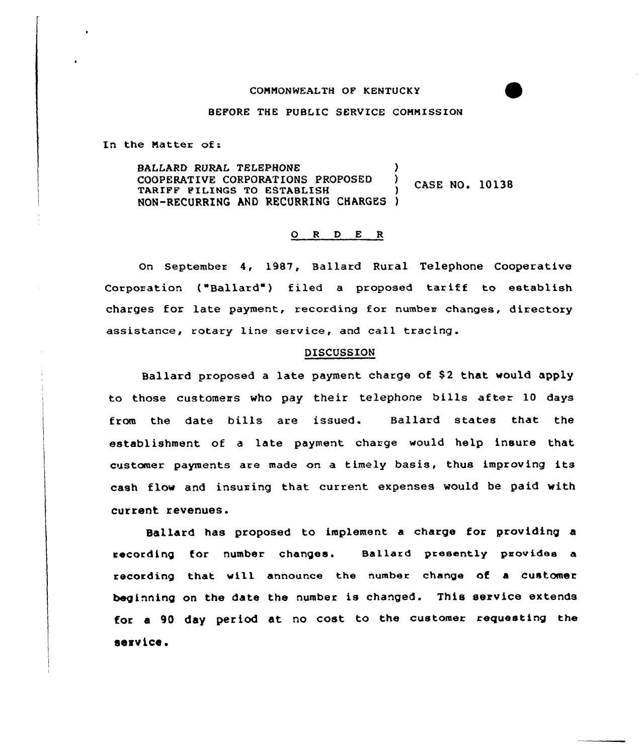COMMONWEALTH OF KENTUCKY

BEFORE THE PUBLIC SERVICE COMMISSION

In the Matter of:

BALLARD RURAL TELEPHONE COOPERATIVE CORPORATIONS PROPOSED TARIFF FILINGS TO ESTABLISH NON-RECURRING AND RECURRING CHARGES ) CASE NO. 10138

## O R D E R

On September 4, 1987, Ballard Rural Telephone Cooperative Corporation ("Ballard") filed a proposed tariff to establish charges for late payment, recording for number changes, directory assistance, rotary line service, and call tracing.

## DISCUSSION

Ballard proposed a late payment charge of $2 that would apply to those customers who pay their telephone bills after 10 days from the date bills are issued. Ballard states that the establishment of a late payment charge would help insure that customer payments are made on a timely basis, thus improving its cash flow and insuring that current expenses would be paid with current revenues.

Ballard has proposed to implement a charge for providing a recording for number changes. Ballard presently provides a recording that will announce the number change of a customer beginning on the date the number is changed. This service extends for a 90 day period at no cost to the customer requesting the service.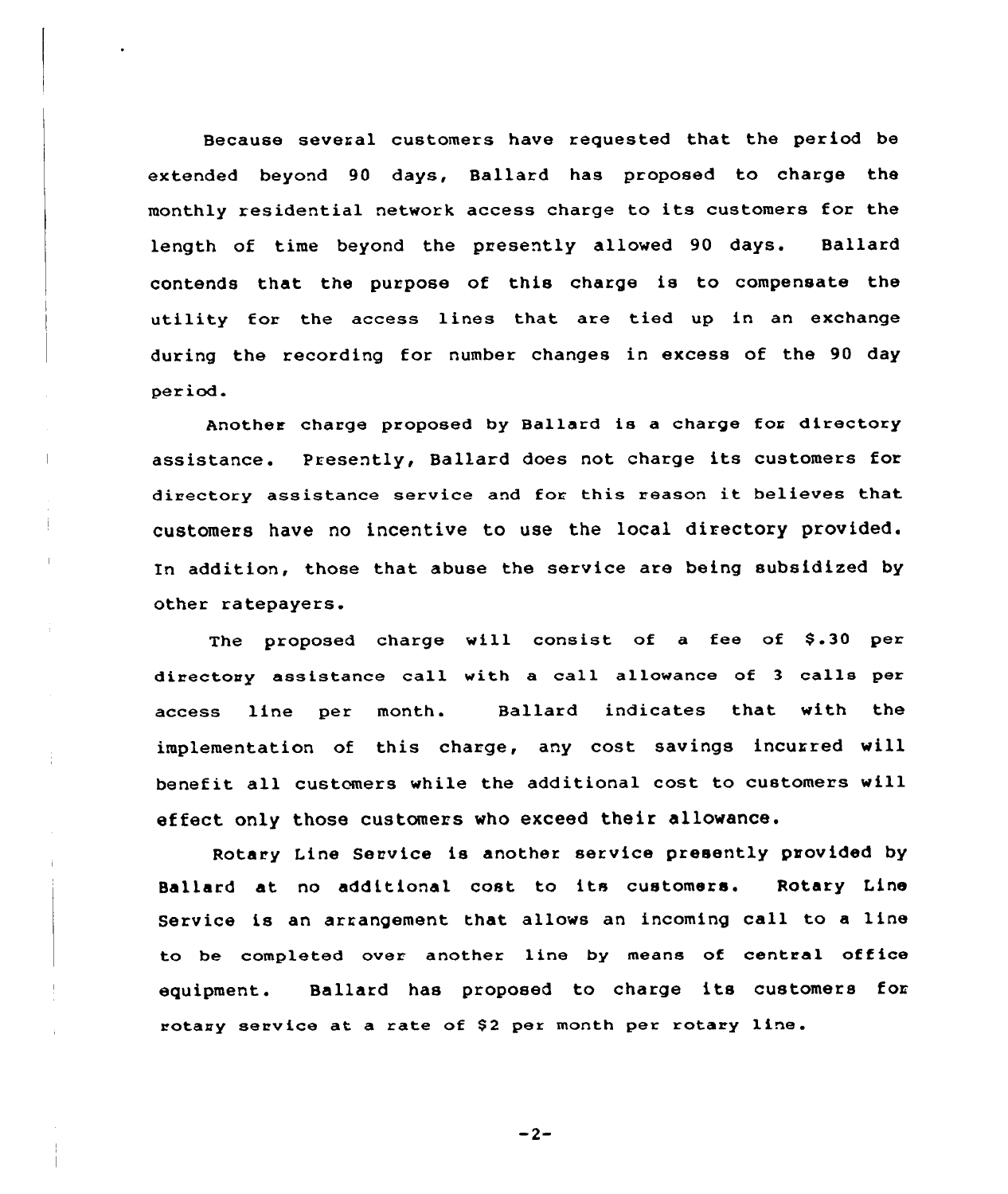Because several customers have requested that the period be extended beyond 90 days, Ballard has proposed to charge the monthly residential network access charge to its customers for the length of time beyond the presently allowed 90 days. Ballard contends that the purpose of this charge is to compensate the utility for the access lines that are tied up in an exchange during the recording for number changes in excess of the 90 day period.

Another charge proposed by Ballard is a charge for directory assistance. Presently, Ballard does not charge its customers for directory assistance service and for this reason it believes that customers have no incentive to use the local directory provided. In addition, those that abuse the service are being subsidized by other ratepayers.

The proposed charge will consist of a fee of $.30 per directory assistance call with a call allowance of 3 calls per access line per month. Ballard indicates that with the implementation of this charge, any cost savings incurred will benefit all customers while the additional cost to customers will effect only those customers who exceed their allowance.

Rotary Line Service is another service presently provided by Ballard at no additional cost to its customers. Rotary Line Service is an arrangement that allows an incoming call to a line to be completed over another line by means of central office equipment. Ballard has proposed to charge its customers for rotary service at a rate of $2 per month per rotary line.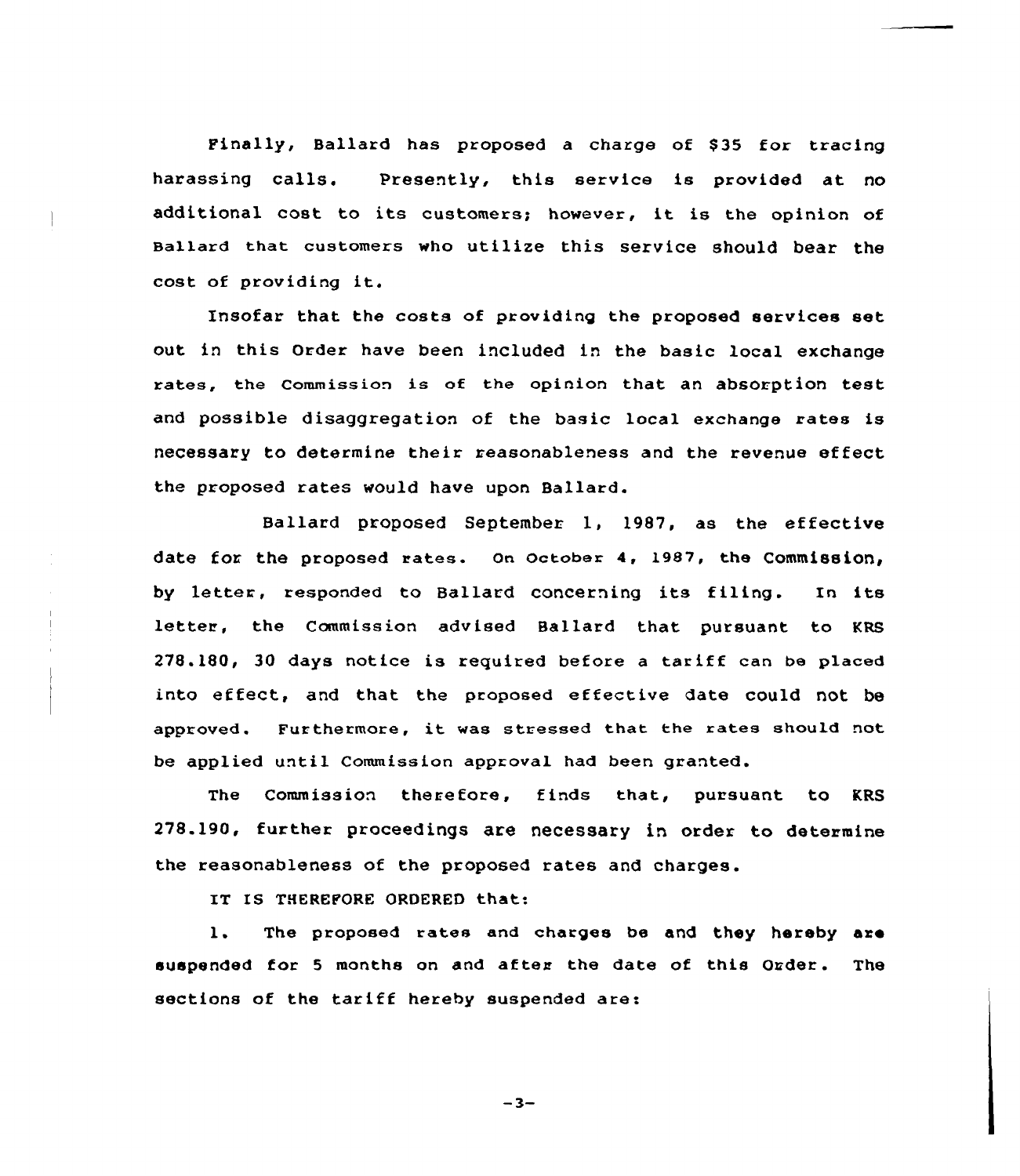Finally, Ballard has proposed a charge of $35 for tracing harassing calls. Presently, this service is provided at no additional cost to its customers; however, it is the opinion of Ballard that customers who utilize this service should bear the cost of providing it.

Insofar that the costs of providing the proposed services set out in this Order have been included in the basic local exchange rates, the Commission is of the opinion that an absorption test and possible disaggregation of the basic local exchange rates is necessary to determine their reasonableness and the revenue effect the proposed rates would have upon Ballard.

Ballard proposed September 1, 1987, as the effective date for the proposed rates. On October 4, 1987, the Commission, by letter, responded to Ballard concerning its filing. In its letter, the Commission advised Ballard that pursuant to KRS 278.180, 30 days notice is required before a tariff can be placed into effect, and that the proposed effective date could not be approved. Furthermore, it was stressed that the rates should not be applied until Commission approval had been granted.

The Commission therefore, finds that, pursuant to KRS 278.190, further proceedings are necessary in order to determine the reasonableness of the proposed rates and charges.

IT IS THEREFORE ORDERED that:

1. The proposed rates and charges be and they hereby are suspended for 5 months on and after the date of this Order. The sections of the tariff hereby suspended are: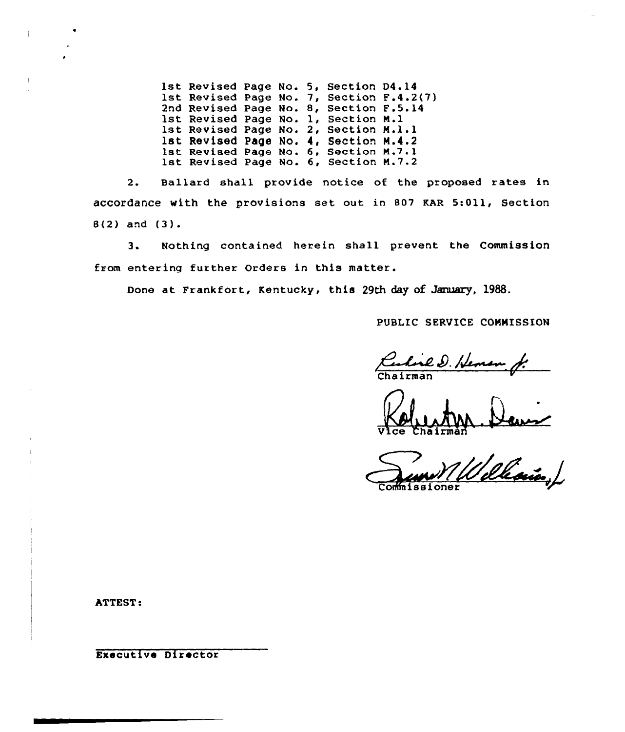1st Revised Page No. 5, Section D4.14
1st Revised Page No. 7, Section F.4.2(7)
2nd Revised Page No. 8, Section F.5.14
1st Revised Page No. 1, Section M.1
1st Revised Page No. 2, Section M.1.1
1st Revised Page No. 4, Section M.4.2
1st Revised Page No. 6, Section M.7.1
1st Revised Page No. 6, Section M.7.2

2. Ballard shall provide notice of the proposed rates in accordance with the provisions set out in 807 KAR 5:011, Section 8(2) and (3).

3. Nothing contained herein shall prevent the Commission from entering further Orders in this matter.

Done at Frankfort, Kentucky, this 29th day of January, 1988.

PUBLIC SERVICE COMMISSION

Chairman

Vice Chairman

Commissioner

ATTEST:

Executive Director